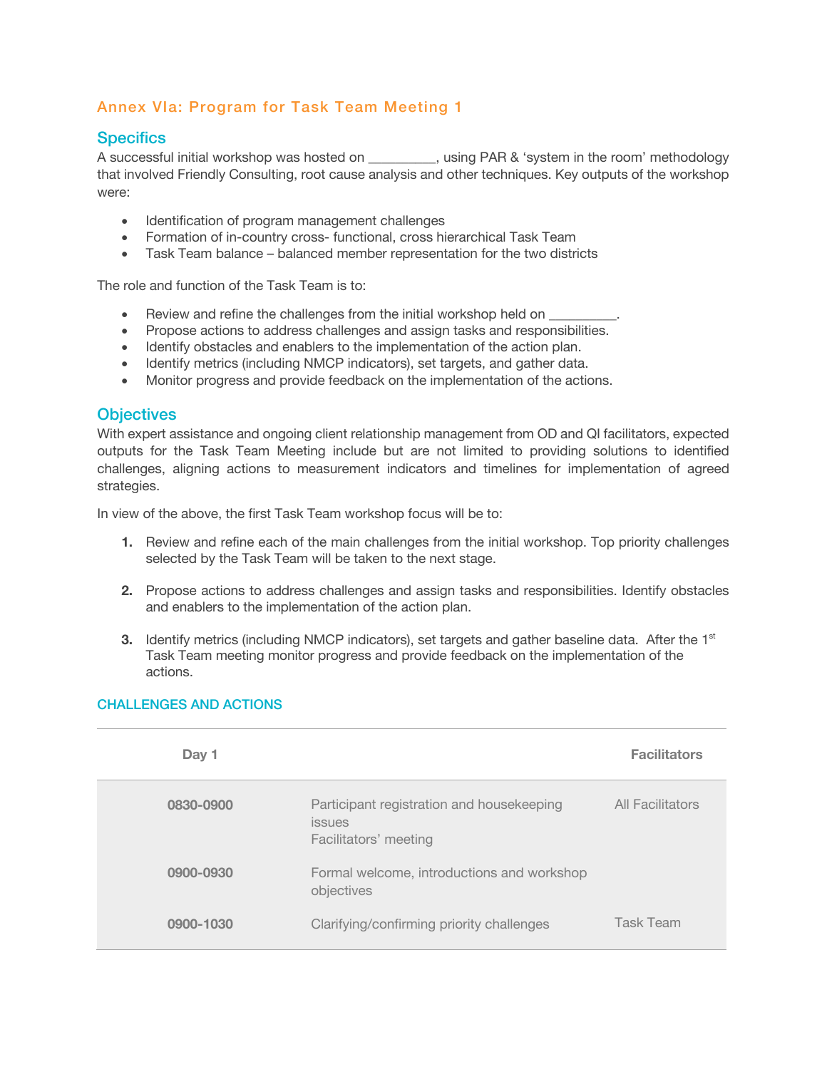## Annex VIa: Program for Task Team Meeting 1

### Specifics

A successful initial workshop was hosted on _________, using PAR & 'system in the room' methodology that involved Friendly Consulting, root cause analysis and other techniques. Key outputs of the workshop were:

- Identification of program management challenges
- Formation of in-country cross- functional, cross hierarchical Task Team
- Task Team balance – balanced member representation for the two districts

The role and function of the Task Team is to:

- Review and refine the challenges from the initial workshop held on _________.
- Propose actions to address challenges and assign tasks and responsibilities.
- Identify obstacles and enablers to the implementation of the action plan.
- Identify metrics (including NMCP indicators), set targets, and gather data.
- Monitor progress and provide feedback on the implementation of the actions.

### Objectives

With expert assistance and ongoing client relationship management from OD and QI facilitators, expected outputs for the Task Team Meeting include but are not limited to providing solutions to identified challenges, aligning actions to measurement indicators and timelines for implementation of agreed strategies.

In view of the above, the first Task Team workshop focus will be to:

1. Review and refine each of the main challenges from the initial workshop. Top priority challenges selected by the Task Team will be taken to the next stage.

2. Propose actions to address challenges and assign tasks and responsibilities. Identify obstacles and enablers to the implementation of the action plan.

3. Identify metrics (including NMCP indicators), set targets and gather baseline data. After the 1st Task Team meeting monitor progress and provide feedback on the implementation of the actions.

#### CHALLENGES AND ACTIONS

| Day 1 | | Facilitators |
|---|---|---|
| **0830-0900** | Participant registration and housekeeping issues<br>Facilitators' meeting | All Facilitators |
| **0900-0930** | Formal welcome, introductions and workshop objectives | |
| **0900-1030** | Clarifying/confirming priority challenges | Task Team |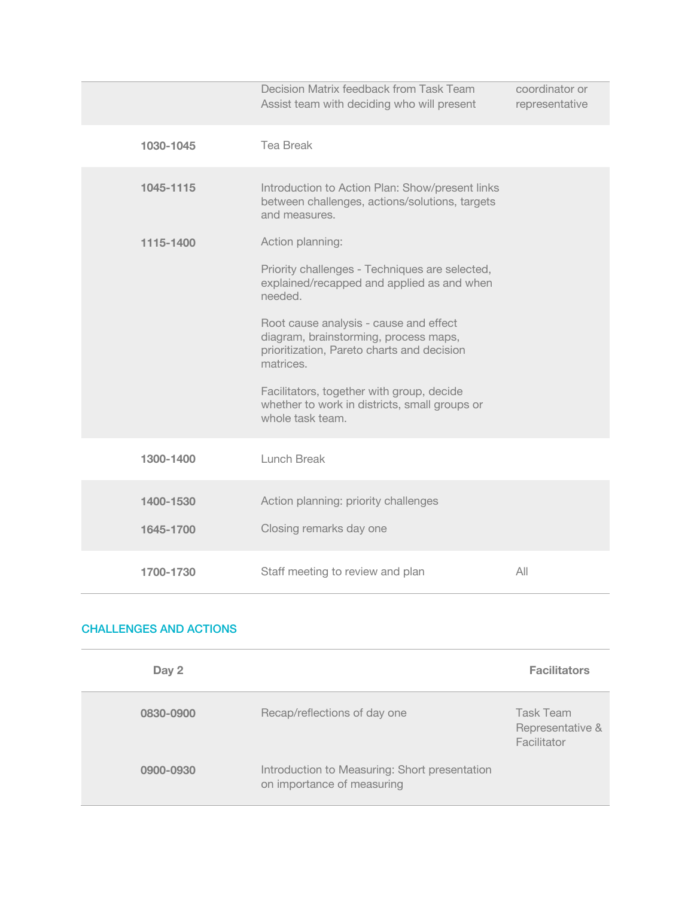| | | |
|---|---|---|
| | Decision Matrix feedback from Task Team<br>Assist team with deciding who will present | coordinator or representative |
| **1030-1045** | Tea Break | |
| **1045-1115** | Introduction to Action Plan: Show/present links between challenges, actions/solutions, targets and measures. | |
| **1115-1400** | Action planning:<br><br>Priority challenges - Techniques are selected, explained/recapped and applied as and when needed.<br><br>Root cause analysis - cause and effect diagram, brainstorming, process maps, prioritization, Pareto charts and decision matrices.<br><br>Facilitators, together with group, decide whether to work in districts, small groups or whole task team. | |
| **1300-1400** | Lunch Break | |
| **1400-1530** | Action planning: priority challenges | |
| **1645-1700** | Closing remarks day one | |
| **1700-1730** | Staff meeting to review and plan | All |

## CHALLENGES AND ACTIONS

| **Day 2** | | **Facilitators** |
|---|---|---|
| **0830-0900** | Recap/reflections of day one | Task Team Representative & Facilitator |
| **0900-0930** | Introduction to Measuring: Short presentation on importance of measuring | |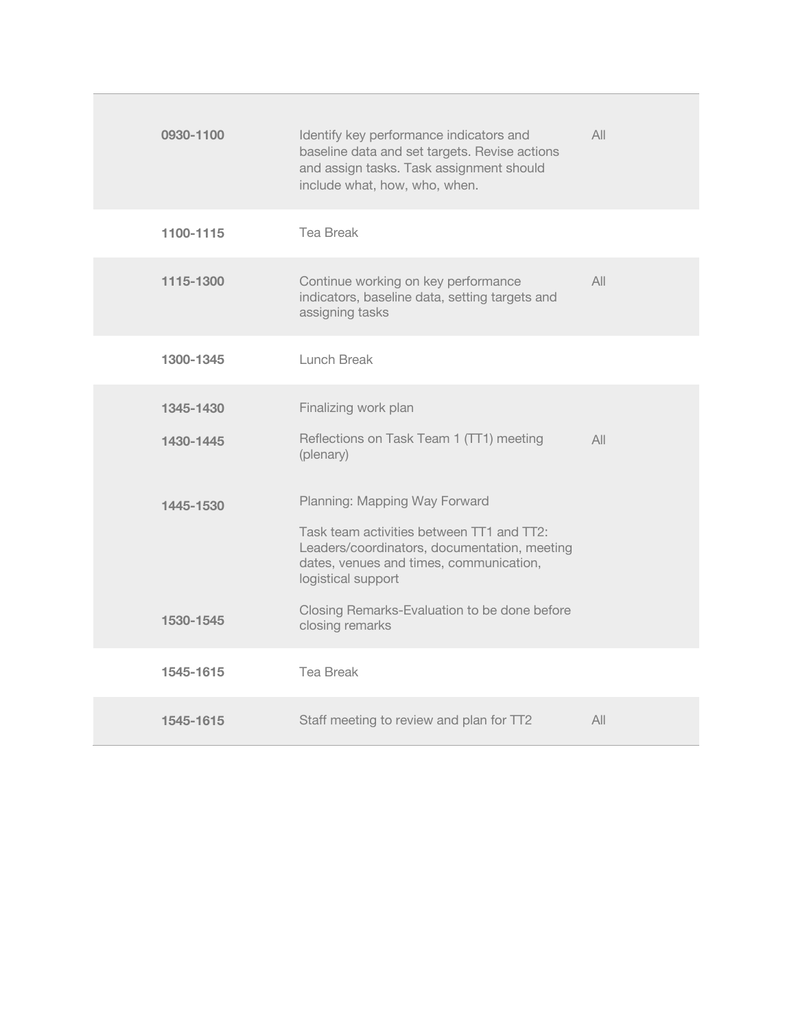| | | |
|---|---|---|
| **0930-1100** | Identify key performance indicators and baseline data and set targets. Revise actions and assign tasks. Task assignment should include what, how, who, when. | All |
| **1100-1115** | Tea Break | |
| **1115-1300** | Continue working on key performance indicators, baseline data, setting targets and assigning tasks | All |
| **1300-1345** | Lunch Break | |
| **1345-1430** | Finalizing work plan | |
| **1430-1445** | Reflections on Task Team 1 (TT1) meeting (plenary) | All |
| **1445-1530** | Planning: Mapping Way Forward<br><br>Task team activities between TT1 and TT2: Leaders/coordinators, documentation, meeting dates, venues and times, communication, logistical support | |
| **1530-1545** | Closing Remarks-Evaluation to be done before closing remarks | |
| **1545-1615** | Tea Break | |
| **1545-1615** | Staff meeting to review and plan for TT2 | All |